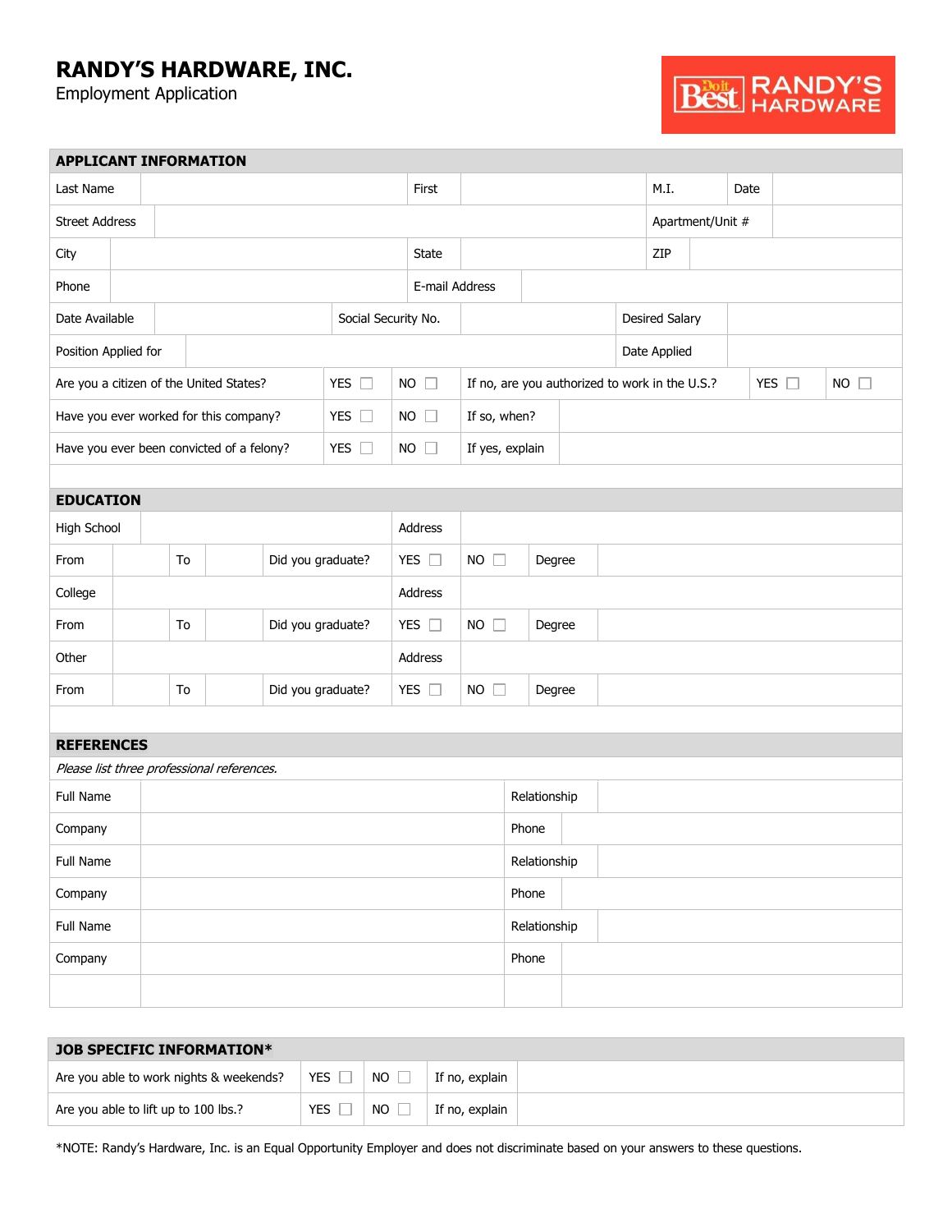# RANDY'S HARDWARE, INC.

Employment Application

## APPLICANT INFORMATION

| | | | | | | | |
|---|---|---|---|---|---|---|---|
| Last Name | | First | | M.I. | | Date | |
| Street Address | | | | Apartment/Unit # | | | |
| City | | State | | ZIP | | | |
| Phone | | E-mail Address | | | | | |
| Date Available | | Social Security No. | | Desired Salary | | | |
| Position Applied for | | | | Date Applied | | | |

| | | | | | |
|---|---|---|---|---|---|
| Are you a citizen of the United States? | YES ☐ | NO ☐ | If no, are you authorized to work in the U.S.? | YES ☐ | NO ☐ |
| Have you ever worked for this company? | YES ☐ | NO ☐ | If so, when? | | |
| Have you ever been convicted of a felony? | YES ☐ | NO ☐ | If yes, explain | | |

## EDUCATION

| | | | | | | | |
|---|---|---|---|---|---|---|---|
| High School | | | | Address | | | |
| From | | To | | Did you graduate? | YES ☐ | NO ☐ | Degree |
| College | | | | Address | | | |
| From | | To | | Did you graduate? | YES ☐ | NO ☐ | Degree |
| Other | | | | Address | | | |
| From | | To | | Did you graduate? | YES ☐ | NO ☐ | Degree |

## REFERENCES

*Please list three professional references.*

| | | | |
|---|---|---|---|
| Full Name | | Relationship | |
| Company | | Phone | |
| Full Name | | Relationship | |
| Company | | Phone | |
| Full Name | | Relationship | |
| Company | | Phone | |

## JOB SPECIFIC INFORMATION*

| | | | | |
|---|---|---|---|---|
| Are you able to work nights & weekends? | YES ☐ | NO ☐ | If no, explain | |
| Are you able to lift up to 100 lbs.? | YES ☐ | NO ☐ | If no, explain | |

*NOTE: Randy's Hardware, Inc. is an Equal Opportunity Employer and does not discriminate based on your answers to these questions.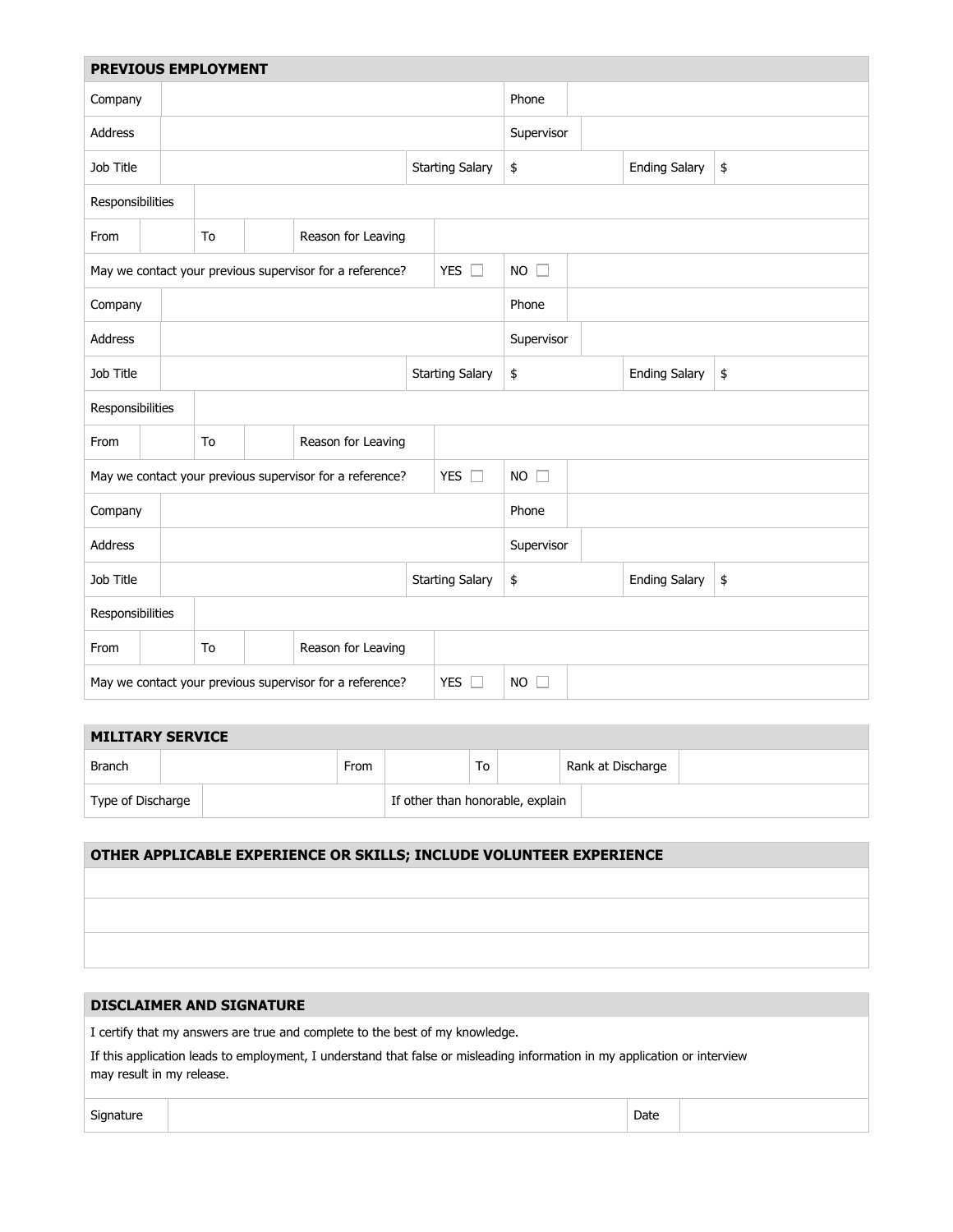## PREVIOUS EMPLOYMENT

| | | | | | | | | |
|---|---|---|---|---|---|---|---|---|
| Company | | | | | Phone | | | |
| Address | | | | | Supervisor | | | |
| Job Title | | | | Starting Salary | $ | | Ending Salary | $ |
| Responsibilities | | | | | | | | |
| From | | To | | Reason for Leaving | | | | |
| May we contact your previous supervisor for a reference? | | | | YES ☐ | NO ☐ | | | |
| Company | | | | | Phone | | | |
| Address | | | | | Supervisor | | | |
| Job Title | | | | Starting Salary | $ | | Ending Salary | $ |
| Responsibilities | | | | | | | | |
| From | | To | | Reason for Leaving | | | | |
| May we contact your previous supervisor for a reference? | | | | YES ☐ | NO ☐ | | | |
| Company | | | | | Phone | | | |
| Address | | | | | Supervisor | | | |
| Job Title | | | | Starting Salary | $ | | Ending Salary | $ |
| Responsibilities | | | | | | | | |
| From | | To | | Reason for Leaving | | | | |
| May we contact your previous supervisor for a reference? | | | | YES ☐ | NO ☐ | | | |

## MILITARY SERVICE

| | | | | | | | |
|---|---|---|---|---|---|---|---|
| Branch | | From | | To | | Rank at Discharge | |
| Type of Discharge | | If other than honorable, explain | | | | | |

## OTHER APPLICABLE EXPERIENCE OR SKILLS; INCLUDE VOLUNTEER EXPERIENCE

## DISCLAIMER AND SIGNATURE

I certify that my answers are true and complete to the best of my knowledge.

If this application leads to employment, I understand that false or misleading information in my application or interview may result in my release.

| | | | |
|---|---|---|---|
| Signature | | Date | |